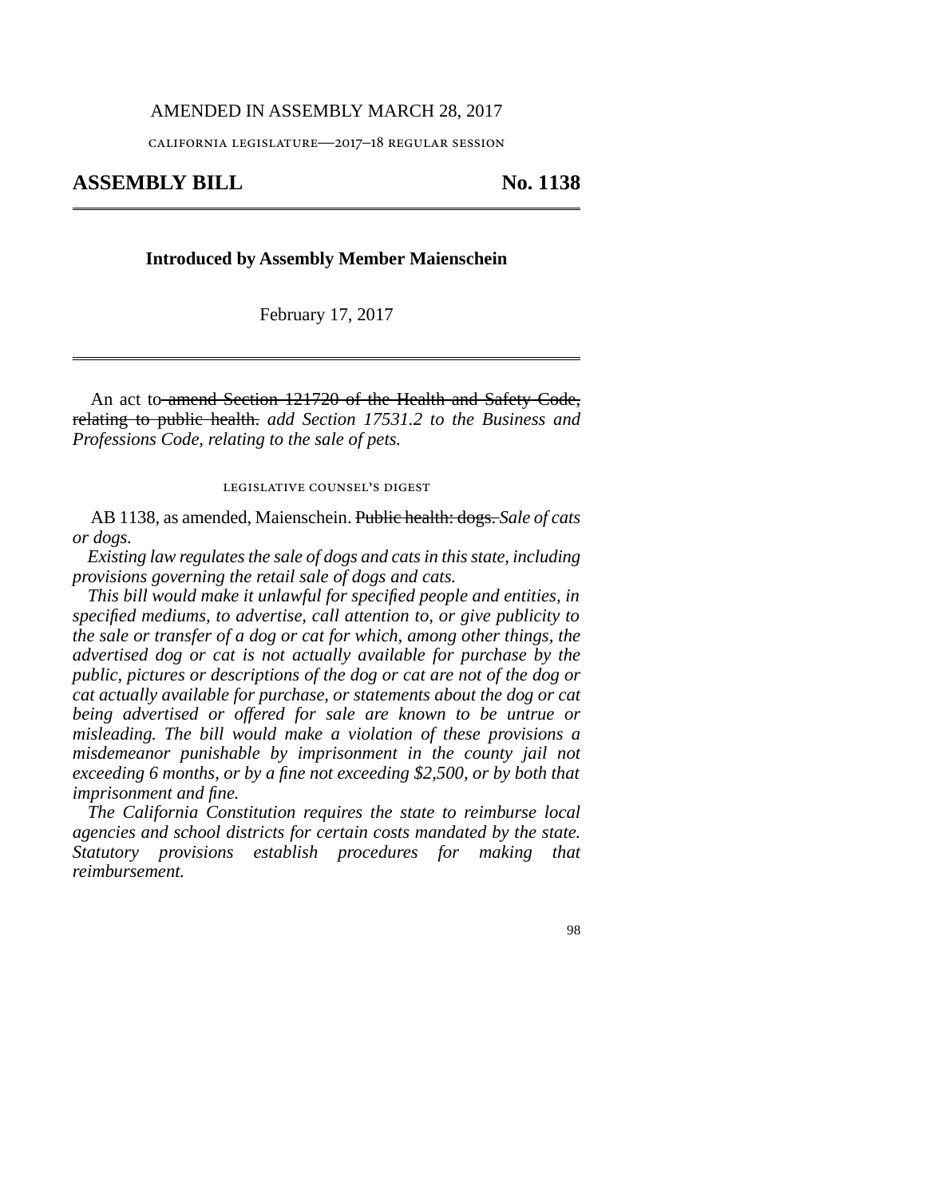AMENDED IN ASSEMBLY MARCH 28, 2017

CALIFORNIA LEGISLATURE—2017–18 REGULAR SESSION

# ASSEMBLY BILL No. 1138

**Introduced by Assembly Member Maienschein**

February 17, 2017

An act to ~~amend Section 121720 of the Health and Safety Code, relating to public health.~~ *add Section 17531.2 to the Business and Professions Code, relating to the sale of pets.*

LEGISLATIVE COUNSEL'S DIGEST

AB 1138, as amended, Maienschein. ~~Public health: dogs.~~ *Sale of cats or dogs.*

*Existing law regulates the sale of dogs and cats in this state, including provisions governing the retail sale of dogs and cats.*

*This bill would make it unlawful for specified people and entities, in specified mediums, to advertise, call attention to, or give publicity to the sale or transfer of a dog or cat for which, among other things, the advertised dog or cat is not actually available for purchase by the public, pictures or descriptions of the dog or cat are not of the dog or cat actually available for purchase, or statements about the dog or cat being advertised or offered for sale are known to be untrue or misleading. The bill would make a violation of these provisions a misdemeanor punishable by imprisonment in the county jail not exceeding 6 months, or by a fine not exceeding $2,500, or by both that imprisonment and fine.*

*The California Constitution requires the state to reimburse local agencies and school districts for certain costs mandated by the state. Statutory provisions establish procedures for making that reimbursement.*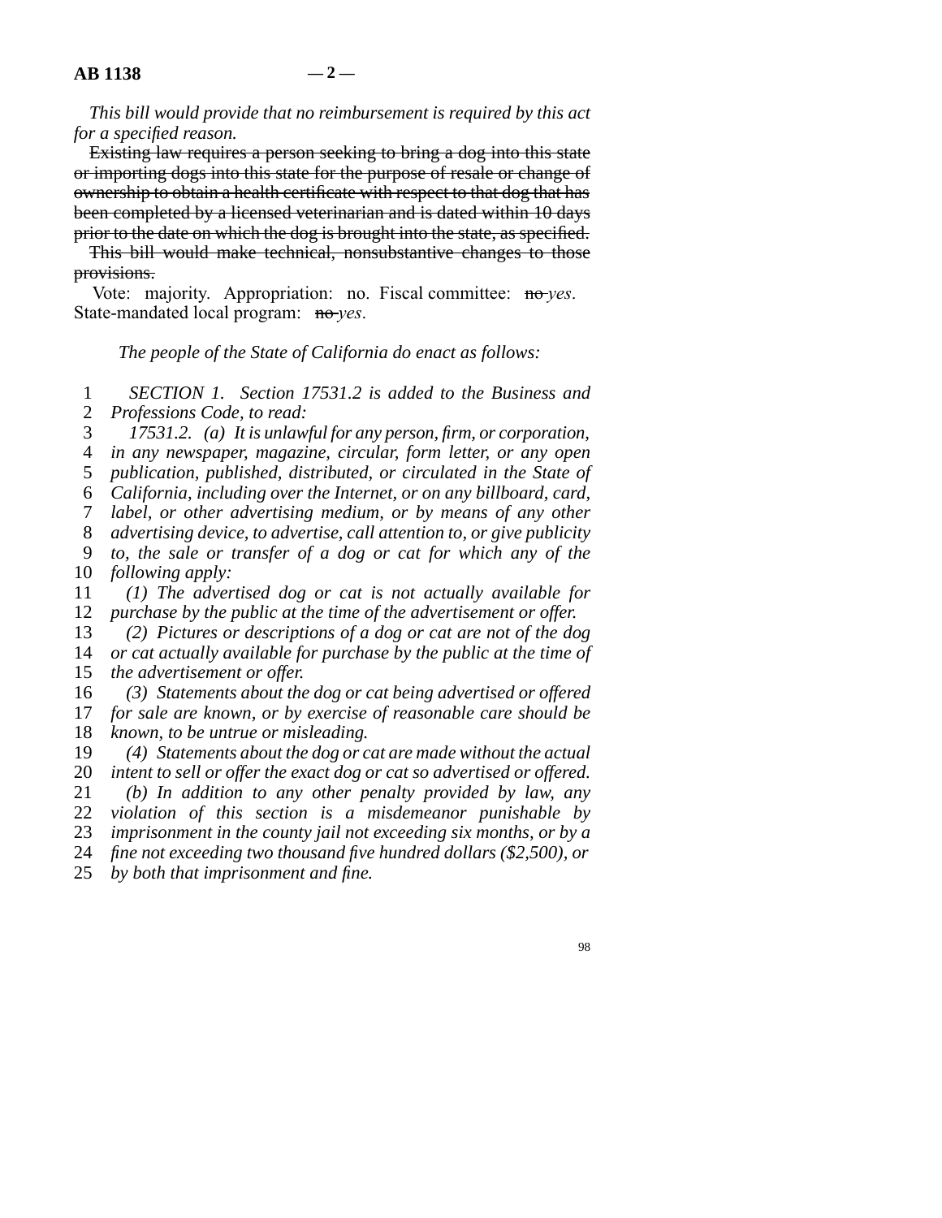*This bill would provide that no reimbursement is required by this act for a specified reason.*

~~Existing law requires a person seeking to bring a dog into this state or importing dogs into this state for the purpose of resale or change of ownership to obtain a health certificate with respect to that dog that has been completed by a licensed veterinarian and is dated within 10 days prior to the date on which the dog is brought into the state, as specified.~~

~~This bill would make technical, nonsubstantive changes to those provisions.~~

Vote: majority. Appropriation: no. Fiscal committee: ~~no~~ *yes*. State-mandated local program: ~~no~~ *yes*.

*The people of the State of California do enact as follows:*

*SECTION 1. Section 17531.2 is added to the Business and Professions Code, to read:*

*17531.2. (a) It is unlawful for any person, firm, or corporation, in any newspaper, magazine, circular, form letter, or any open publication, published, distributed, or circulated in the State of California, including over the Internet, or on any billboard, card, label, or other advertising medium, or by means of any other advertising device, to advertise, call attention to, or give publicity to, the sale or transfer of a dog or cat for which any of the following apply:*

*(1) The advertised dog or cat is not actually available for purchase by the public at the time of the advertisement or offer.*

*(2) Pictures or descriptions of a dog or cat are not of the dog or cat actually available for purchase by the public at the time of the advertisement or offer.*

*(3) Statements about the dog or cat being advertised or offered for sale are known, or by exercise of reasonable care should be known, to be untrue or misleading.*

*(4) Statements about the dog or cat are made without the actual intent to sell or offer the exact dog or cat so advertised or offered.*

*(b) In addition to any other penalty provided by law, any violation of this section is a misdemeanor punishable by imprisonment in the county jail not exceeding six months, or by a fine not exceeding two thousand five hundred dollars ($2,500), or by both that imprisonment and fine.*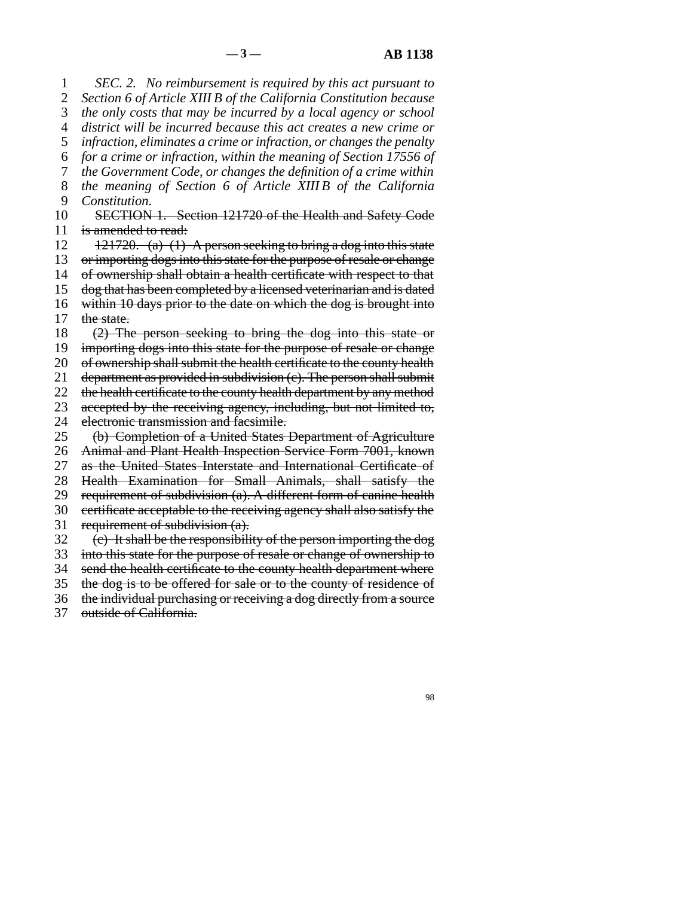*SEC. 2. No reimbursement is required by this act pursuant to Section 6 of Article XIII B of the California Constitution because the only costs that may be incurred by a local agency or school district will be incurred because this act creates a new crime or infraction, eliminates a crime or infraction, or changes the penalty for a crime or infraction, within the meaning of Section 17556 of the Government Code, or changes the definition of a crime within the meaning of Section 6 of Article XIII B of the California Constitution.*

~~SECTION 1. Section 121720 of the Health and Safety Code is amended to read:~~

~~121720. (a) (1) A person seeking to bring a dog into this state or importing dogs into this state for the purpose of resale or change of ownership shall obtain a health certificate with respect to that dog that has been completed by a licensed veterinarian and is dated within 10 days prior to the date on which the dog is brought into the state.~~

~~(2) The person seeking to bring the dog into this state or importing dogs into this state for the purpose of resale or change of ownership shall submit the health certificate to the county health department as provided in subdivision (c). The person shall submit the health certificate to the county health department by any method accepted by the receiving agency, including, but not limited to, electronic transmission and facsimile.~~

~~(b) Completion of a United States Department of Agriculture Animal and Plant Health Inspection Service Form 7001, known as the United States Interstate and International Certificate of Health Examination for Small Animals, shall satisfy the requirement of subdivision (a). A different form of canine health certificate acceptable to the receiving agency shall also satisfy the requirement of subdivision (a).~~

~~(c) It shall be the responsibility of the person importing the dog into this state for the purpose of resale or change of ownership to send the health certificate to the county health department where the dog is to be offered for sale or to the county of residence of the individual purchasing or receiving a dog directly from a source outside of California.~~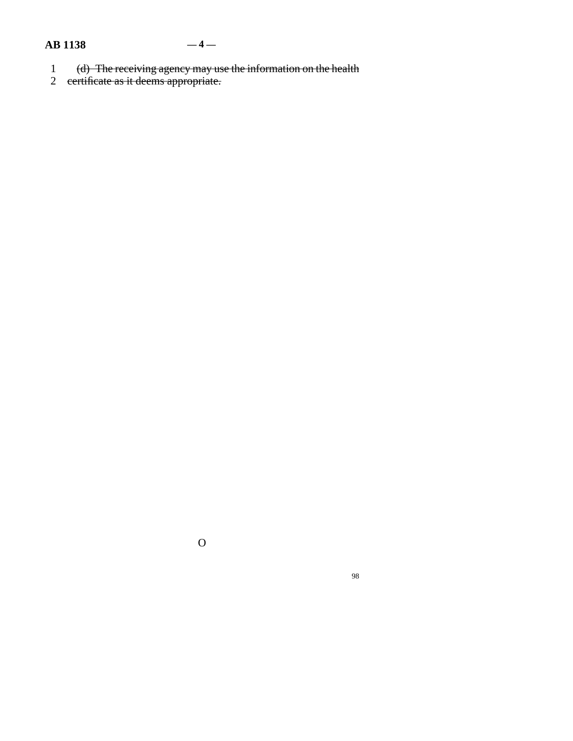~~(d) The receiving agency may use the information on the health certificate as it deems appropriate.~~

O